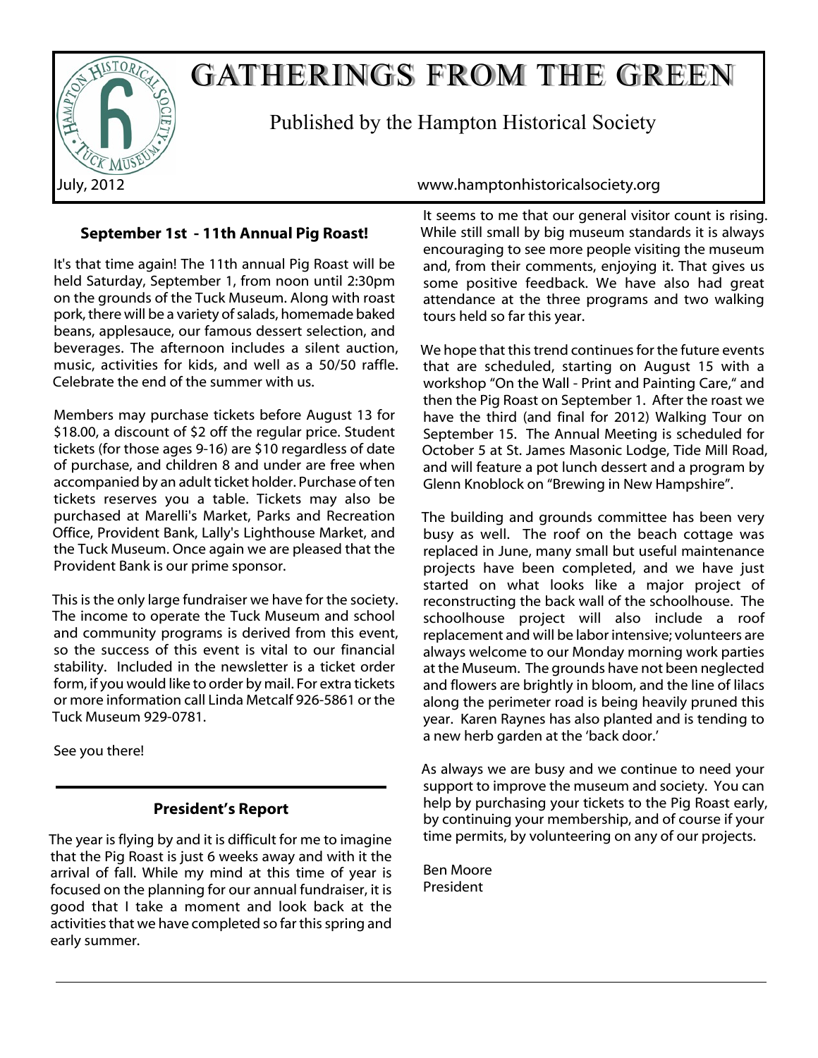# GATHERINGS FROM THE GREEN

Published by the Hampton Historical Society

July, 2012 www.hamptonhistoricalsociety.org

### September 1st - 11th Annual Pig Roast!

It's that time again! The 11th annual Pig Roast will be held Saturday, September 1, from noon until 2:30pm on the grounds of the Tuck Museum. Along with roast pork, there will be a variety of salads, homemade baked beans, applesauce, our famous dessert selection, and beverages. The afternoon includes a silent auction, music, activities for kids, and well as a 50/50 raffle. Celebrate the end of the summer with us.

Members may purchase tickets before August 13 for $18.00, a discount of $2 off the regular price. Student tickets (for those ages 9-16) are $10 regardless of date of purchase, and children 8 and under are free when accompanied by an adult ticket holder. Purchase of ten tickets reserves you a table. Tickets may also be purchased at Marelli's Market, Parks and Recreation Office, Provident Bank, Lally's Lighthouse Market, and the Tuck Museum. Once again we are pleased that the Provident Bank is our prime sponsor.

This is the only large fundraiser we have for the society. The income to operate the Tuck Museum and school and community programs is derived from this event, so the success of this event is vital to our financial stability. Included in the newsletter is a ticket order form, if you would like to order by mail. For extra tickets or more information call Linda Metcalf 926-5861 or the Tuck Museum 929-0781.

See you there!

---

### President's Report

The year is flying by and it is difficult for me to imagine that the Pig Roast is just 6 weeks away and with it the arrival of fall. While my mind at this time of year is focused on the planning for our annual fundraiser, it is good that I take a moment and look back at the activities that we have completed so far this spring and early summer.

It seems to me that our general visitor count is rising. While still small by big museum standards it is always encouraging to see more people visiting the museum and, from their comments, enjoying it. That gives us some positive feedback. We have also had great attendance at the three programs and two walking tours held so far this year.

We hope that this trend continues for the future events that are scheduled, starting on August 15 with a workshop "On the Wall - Print and Painting Care," and then the Pig Roast on September 1. After the roast we have the third (and final for 2012) Walking Tour on September 15. The Annual Meeting is scheduled for October 5 at St. James Masonic Lodge, Tide Mill Road, and will feature a pot lunch dessert and a program by Glenn Knoblock on "Brewing in New Hampshire".

The building and grounds committee has been very busy as well. The roof on the beach cottage was replaced in June, many small but useful maintenance projects have been completed, and we have just started on what looks like a major project of reconstructing the back wall of the schoolhouse. The schoolhouse project will also include a roof replacement and will be labor intensive; volunteers are always welcome to our Monday morning work parties at the Museum. The grounds have not been neglected and flowers are brightly in bloom, and the line of lilacs along the perimeter road is being heavily pruned this year. Karen Raynes has also planted and is tending to a new herb garden at the 'back door.'

As always we are busy and we continue to need your support to improve the museum and society. You can help by purchasing your tickets to the Pig Roast early, by continuing your membership, and of course if your time permits, by volunteering on any of our projects.

Ben Moore
President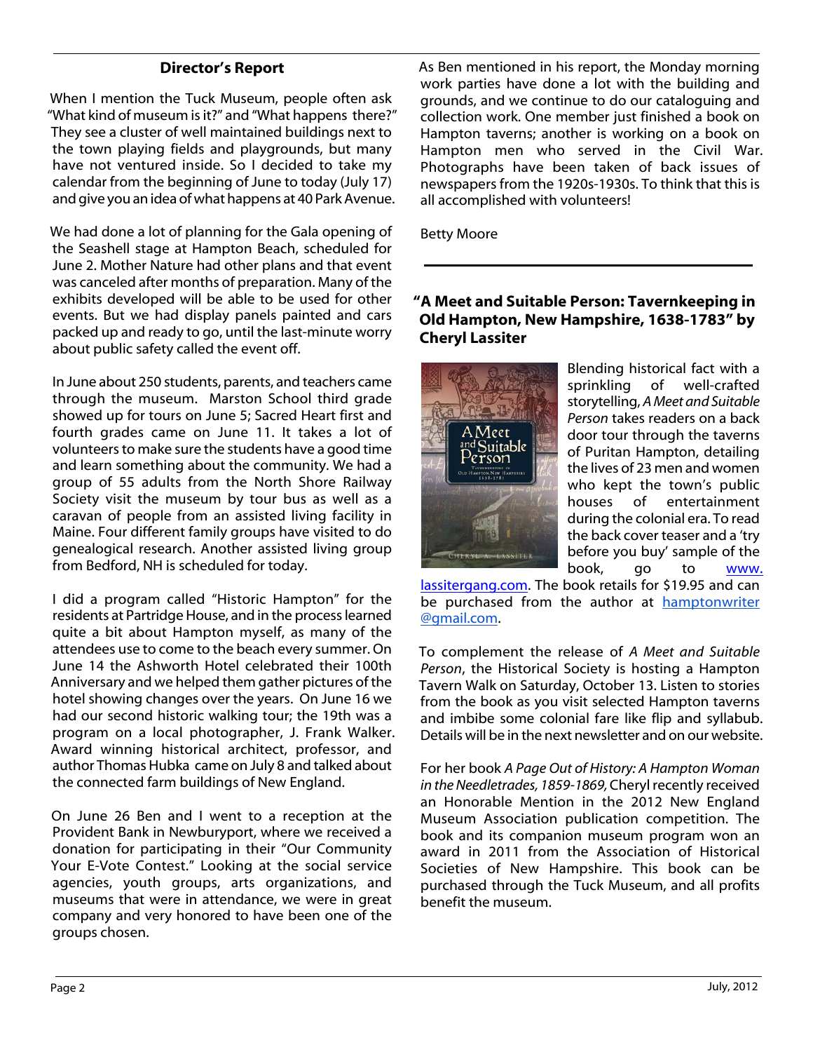## Director's Report

When I mention the Tuck Museum, people often ask "What kind of museum is it?" and "What happens there?" They see a cluster of well maintained buildings next to the town playing fields and playgrounds, but many have not ventured inside. So I decided to take my calendar from the beginning of June to today (July 17) and give you an idea of what happens at 40 Park Avenue.

We had done a lot of planning for the Gala opening of the Seashell stage at Hampton Beach, scheduled for June 2. Mother Nature had other plans and that event was canceled after months of preparation. Many of the exhibits developed will be able to be used for other events. But we had display panels painted and cars packed up and ready to go, until the last-minute worry about public safety called the event off.

In June about 250 students, parents, and teachers came through the museum. Marston School third grade showed up for tours on June 5; Sacred Heart first and fourth grades came on June 11. It takes a lot of volunteers to make sure the students have a good time and learn something about the community. We had a group of 55 adults from the North Shore Railway Society visit the museum by tour bus as well as a caravan of people from an assisted living facility in Maine. Four different family groups have visited to do genealogical research. Another assisted living group from Bedford, NH is scheduled for today.

I did a program called "Historic Hampton" for the residents at Partridge House, and in the process learned quite a bit about Hampton myself, as many of the attendees use to come to the beach every summer. On June 14 the Ashworth Hotel celebrated their 100th Anniversary and we helped them gather pictures of the hotel showing changes over the years. On June 16 we had our second historic walking tour; the 19th was a program on a local photographer, J. Frank Walker. Award winning historical architect, professor, and author Thomas Hubka came on July 8 and talked about the connected farm buildings of New England.

On June 26 Ben and I went to a reception at the Provident Bank in Newburyport, where we received a donation for participating in their "Our Community Your E-Vote Contest." Looking at the social service agencies, youth groups, arts organizations, and museums that were in attendance, we were in great company and very honored to have been one of the groups chosen.

As Ben mentioned in his report, the Monday morning work parties have done a lot with the building and grounds, and we continue to do our cataloguing and collection work. One member just finished a book on Hampton taverns; another is working on a book on Hampton men who served in the Civil War. Photographs have been taken of back issues of newspapers from the 1920s-1930s. To think that this is all accomplished with volunteers!

Betty Moore

---

## "A Meet and Suitable Person: Tavernkeeping in Old Hampton, New Hampshire, 1638-1783" by Cheryl Lassiter

Blending historical fact with a sprinkling of well-crafted storytelling, *A Meet and Suitable Person* takes readers on a back door tour through the taverns of Puritan Hampton, detailing the lives of 23 men and women who kept the town's public houses of entertainment during the colonial era. To read the back cover teaser and a 'try before you buy' sample of the book, go to www.lassitergang.com. The book retails for $19.95 and can be purchased from the author at hamptonwriter@gmail.com.

To complement the release of *A Meet and Suitable Person*, the Historical Society is hosting a Hampton Tavern Walk on Saturday, October 13. Listen to stories from the book as you visit selected Hampton taverns and imbibe some colonial fare like flip and syllabub. Details will be in the next newsletter and on our website.

For her book *A Page Out of History: A Hampton Woman in the Needletrades, 1859-1869,* Cheryl recently received an Honorable Mention in the 2012 New England Museum Association publication competition. The book and its companion museum program won an award in 2011 from the Association of Historical Societies of New Hampshire. This book can be purchased through the Tuck Museum, and all profits benefit the museum.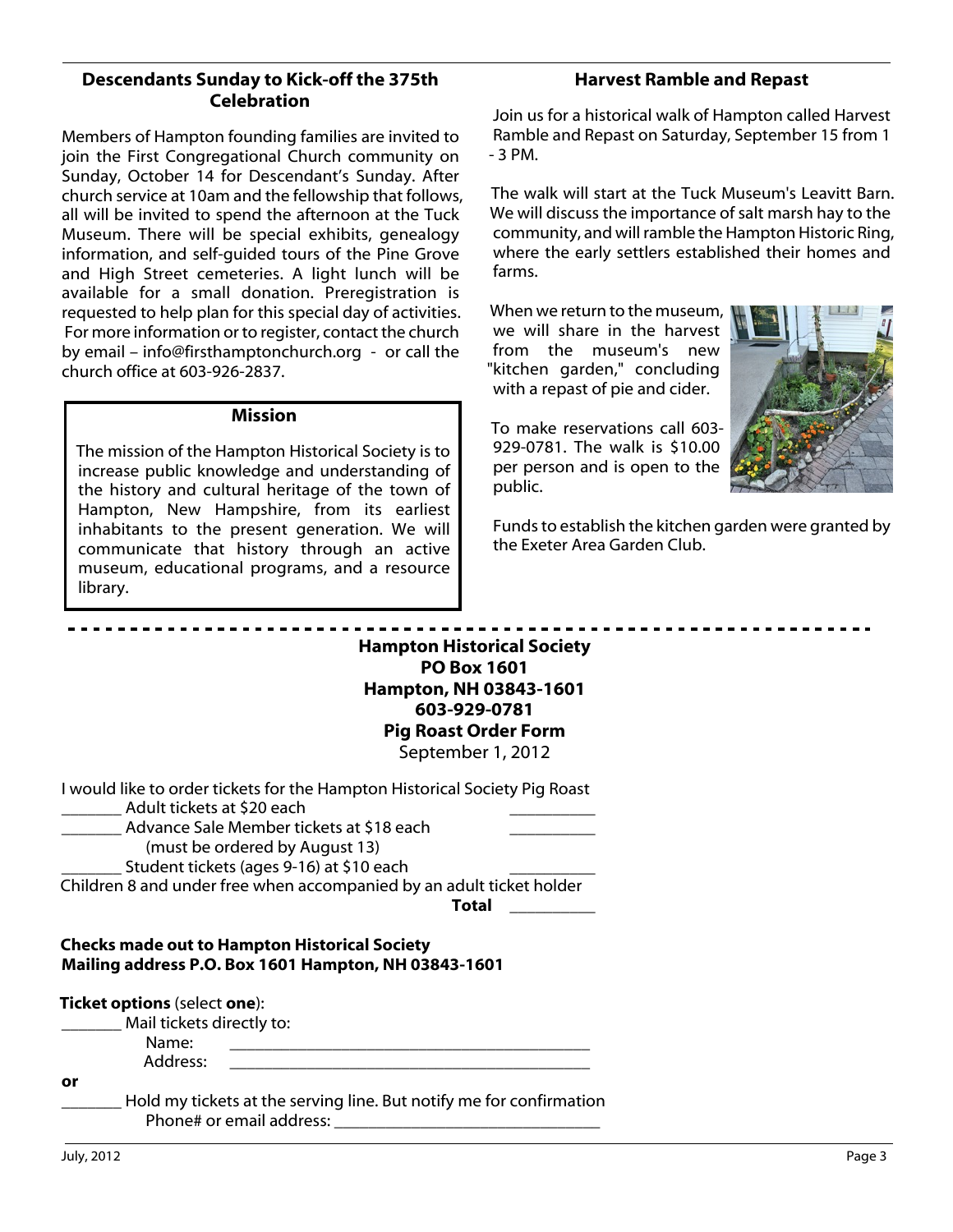## Descendants Sunday to Kick-off the 375th Celebration

Members of Hampton founding families are invited to join the First Congregational Church community on Sunday, October 14 for Descendant's Sunday. After church service at 10am and the fellowship that follows, all will be invited to spend the afternoon at the Tuck Museum. There will be special exhibits, genealogy information, and self-guided tours of the Pine Grove and High Street cemeteries. A light lunch will be available for a small donation. Preregistration is requested to help plan for this special day of activities. For more information or to register, contact the church by email – info@firsthamptonchurch.org - or call the church office at 603-926-2837.

### Mission

The mission of the Hampton Historical Society is to increase public knowledge and understanding of the history and cultural heritage of the town of Hampton, New Hampshire, from its earliest inhabitants to the present generation. We will communicate that history through an active museum, educational programs, and a resource library.

## Harvest Ramble and Repast

Join us for a historical walk of Hampton called Harvest Ramble and Repast on Saturday, September 15 from 1 - 3 PM.

The walk will start at the Tuck Museum's Leavitt Barn. We will discuss the importance of salt marsh hay to the community, and will ramble the Hampton Historic Ring, where the early settlers established their homes and farms.

When we return to the museum, we will share in the harvest from the museum's new "kitchen garden," concluding with a repast of pie and cider.

To make reservations call 603-929-0781. The walk is $10.00 per person and is open to the public.

Funds to establish the kitchen garden were granted by the Exeter Area Garden Club.

---

**Hampton Historical Society**
**PO Box 1601**
**Hampton, NH 03843-1601**
**603-929-0781**
**Pig Roast Order Form**
September 1, 2012

I would like to order tickets for the Hampton Historical Society Pig Roast

_______ Adult tickets at $20 each __________

_______ Advance Sale Member tickets at $18 each __________
(must be ordered by August 13)

_______ Student tickets (ages 9-16) at $10 each __________

Children 8 and under free when accompanied by an adult ticket holder

**Total** __________

**Checks made out to Hampton Historical Society**
**Mailing address P.O. Box 1601 Hampton, NH 03843-1601**

**Ticket options** (select **one**):

_______ Mail tickets directly to:
Name: ____________________________________________
Address: ____________________________________________

**or**

_______ Hold my tickets at the serving line. But notify me for confirmation
Phone# or email address: ________________________________

July, 2012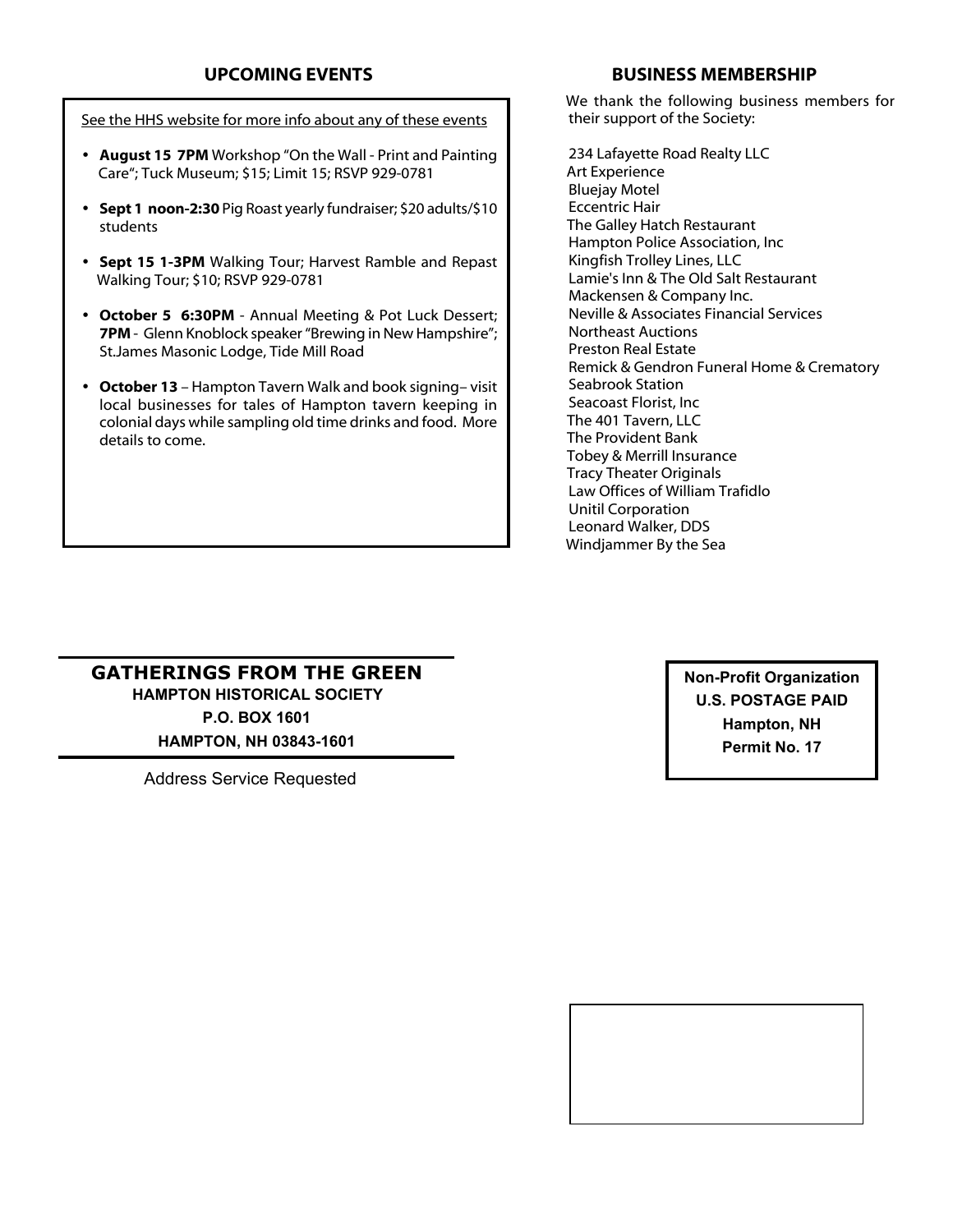## UPCOMING EVENTS

See the HHS website for more info about any of these events

- **August 15 7PM** Workshop "On the Wall - Print and Painting Care"; Tuck Museum; $15; Limit 15; RSVP 929-0781
- **Sept 1 noon-2:30** Pig Roast yearly fundraiser; $20 adults/$10 students
- **Sept 15 1-3PM** Walking Tour; Harvest Ramble and Repast Walking Tour; $10; RSVP 929-0781
- **October 5 6:30PM** - Annual Meeting & Pot Luck Dessert; **7PM** - Glenn Knoblock speaker "Brewing in New Hampshire"; St.James Masonic Lodge, Tide Mill Road
- **October 13** – Hampton Tavern Walk and book signing– visit local businesses for tales of Hampton tavern keeping in colonial days while sampling old time drinks and food. More details to come.

## BUSINESS MEMBERSHIP

We thank the following business members for their support of the Society:

234 Lafayette Road Realty LLC
Art Experience
Bluejay Motel
Eccentric Hair
The Galley Hatch Restaurant
Hampton Police Association, Inc
Kingfish Trolley Lines, LLC
Lamie's Inn & The Old Salt Restaurant
Mackensen & Company Inc.
Neville & Associates Financial Services
Northeast Auctions
Preston Real Estate
Remick & Gendron Funeral Home & Crematory
Seabrook Station
Seacoast Florist, Inc
The 401 Tavern, LLC
The Provident Bank
Tobey & Merrill Insurance
Tracy Theater Originals
Law Offices of William Trafidlo
Unitil Corporation
Leonard Walker, DDS
Windjammer By the Sea

**GATHERINGS FROM THE GREEN**
**HAMPTON HISTORICAL SOCIETY**
**P.O. BOX 1601**
**HAMPTON, NH 03843-1601**

Address Service Requested

**Non-Profit Organization**
**U.S. POSTAGE PAID**
**Hampton, NH**
**Permit No. 17**